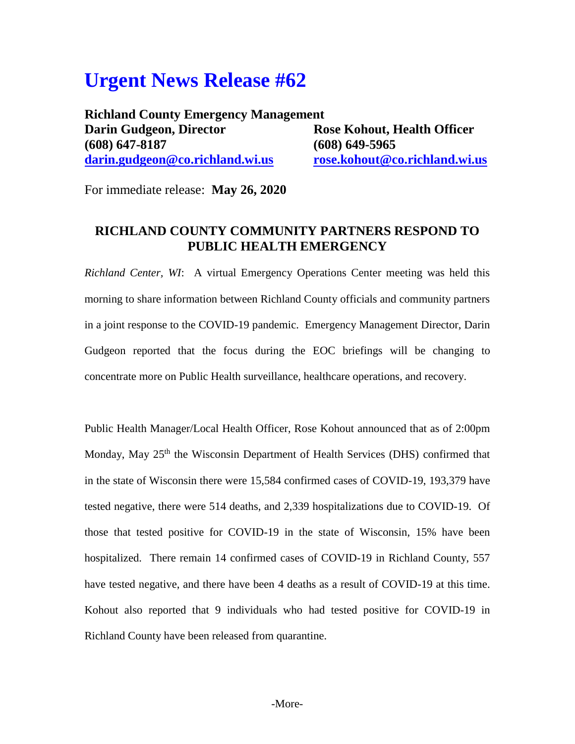# Urgent News Release #62

**Richland County Emergency Management**

**Darin Gudgeon, Director**
**(608) 647-8187**
**darin.gudgeon@co.richland.wi.us**

**Rose Kohout, Health Officer**
**(608) 649-5965**
**rose.kohout@co.richland.wi.us**

For immediate release: **May 26, 2020**

## RICHLAND COUNTY COMMUNITY PARTNERS RESPOND TO PUBLIC HEALTH EMERGENCY

*Richland Center, WI*: A virtual Emergency Operations Center meeting was held this morning to share information between Richland County officials and community partners in a joint response to the COVID-19 pandemic. Emergency Management Director, Darin Gudgeon reported that the focus during the EOC briefings will be changing to concentrate more on Public Health surveillance, healthcare operations, and recovery.

Public Health Manager/Local Health Officer, Rose Kohout announced that as of 2:00pm Monday, May 25th the Wisconsin Department of Health Services (DHS) confirmed that in the state of Wisconsin there were 15,584 confirmed cases of COVID-19, 193,379 have tested negative, there were 514 deaths, and 2,339 hospitalizations due to COVID-19. Of those that tested positive for COVID-19 in the state of Wisconsin, 15% have been hospitalized. There remain 14 confirmed cases of COVID-19 in Richland County, 557 have tested negative, and there have been 4 deaths as a result of COVID-19 at this time. Kohout also reported that 9 individuals who had tested positive for COVID-19 in Richland County have been released from quarantine.

-More-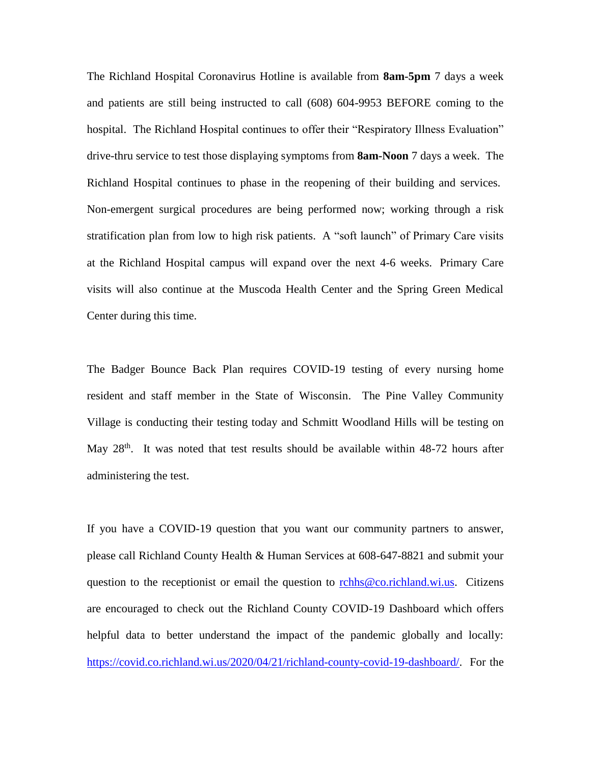The Richland Hospital Coronavirus Hotline is available from **8am-5pm** 7 days a week and patients are still being instructed to call (608) 604-9953 BEFORE coming to the hospital. The Richland Hospital continues to offer their "Respiratory Illness Evaluation" drive-thru service to test those displaying symptoms from **8am-Noon** 7 days a week. The Richland Hospital continues to phase in the reopening of their building and services. Non-emergent surgical procedures are being performed now; working through a risk stratification plan from low to high risk patients. A "soft launch" of Primary Care visits at the Richland Hospital campus will expand over the next 4-6 weeks. Primary Care visits will also continue at the Muscoda Health Center and the Spring Green Medical Center during this time.

The Badger Bounce Back Plan requires COVID-19 testing of every nursing home resident and staff member in the State of Wisconsin. The Pine Valley Community Village is conducting their testing today and Schmitt Woodland Hills will be testing on May 28th. It was noted that test results should be available within 48-72 hours after administering the test.

If you have a COVID-19 question that you want our community partners to answer, please call Richland County Health & Human Services at 608-647-8821 and submit your question to the receptionist or email the question to [rchhs@co.richland.wi.us](mailto:rchhs@co.richland.wi.us). Citizens are encouraged to check out the Richland County COVID-19 Dashboard which offers helpful data to better understand the impact of the pandemic globally and locally: [https://covid.co.richland.wi.us/2020/04/21/richland-county-covid-19-dashboard/](https://covid.co.richland.wi.us/2020/04/21/richland-county-covid-19-dashboard/). For the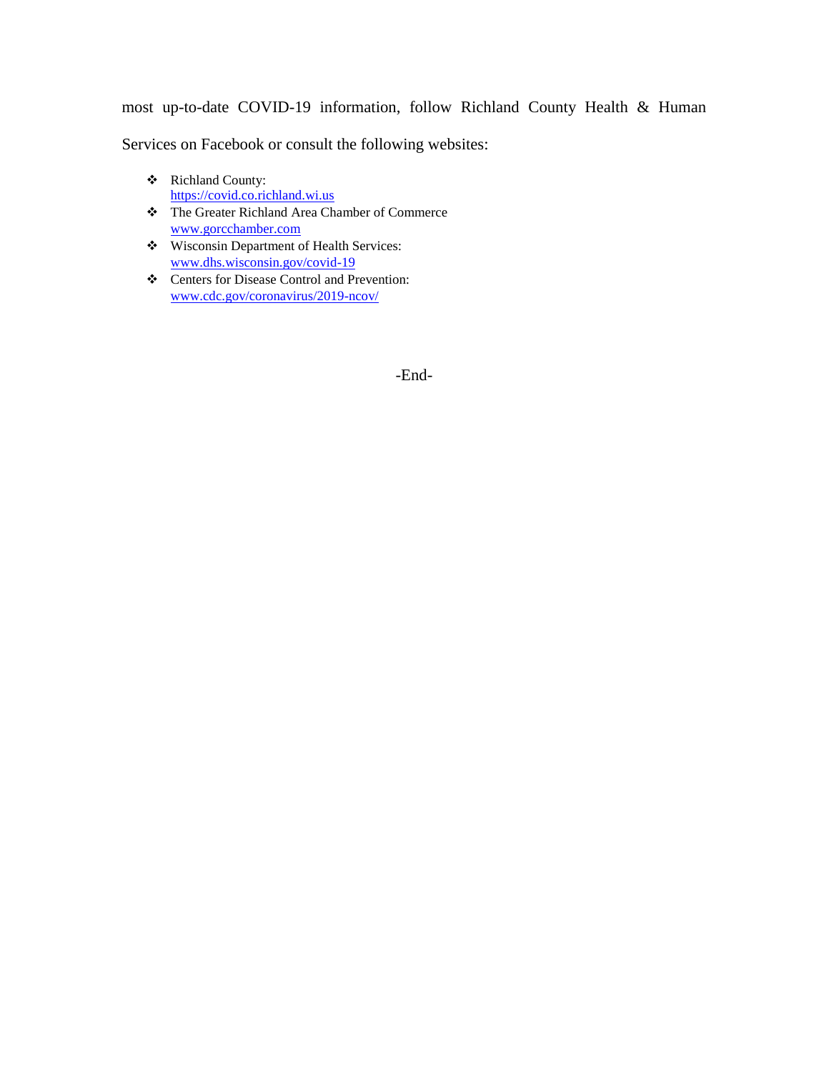most up-to-date COVID-19 information, follow Richland County Health & Human Services on Facebook or consult the following websites:

- Richland County:
  https://covid.co.richland.wi.us
- The Greater Richland Area Chamber of Commerce
  www.gorcchamber.com
- Wisconsin Department of Health Services:
  www.dhs.wisconsin.gov/covid-19
- Centers for Disease Control and Prevention:
  www.cdc.gov/coronavirus/2019-ncov/

-End-